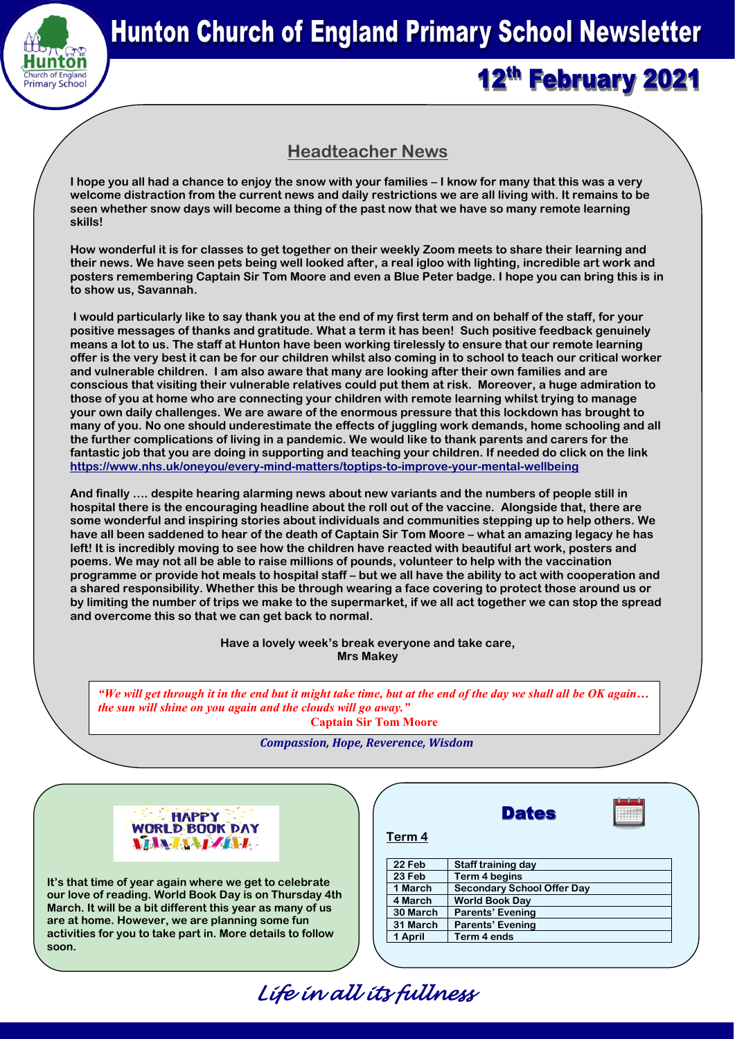# Hunton Church of England Primary School Newsletter

## 12th February 2021

## Headteacher News

**I hope you all had a chance to enjoy the snow with your families – I know for many that this was a very welcome distraction from the current news and daily restrictions we are all living with. It remains to be seen whether snow days will become a thing of the past now that we have so many remote learning skills!**

**How wonderful it is for classes to get together on their weekly Zoom meets to share their learning and their news. We have seen pets being well looked after, a real igloo with lighting, incredible art work and posters remembering Captain Sir Tom Moore and even a Blue Peter badge. I hope you can bring this is in to show us, Savannah.**

**I would particularly like to say thank you at the end of my first term and on behalf of the staff, for your positive messages of thanks and gratitude. What a term it has been! Such positive feedback genuinely means a lot to us. The staff at Hunton have been working tirelessly to ensure that our remote learning offer is the very best it can be for our children whilst also coming in to school to teach our critical worker and vulnerable children. I am also aware that many are looking after their own families and are conscious that visiting their vulnerable relatives could put them at risk. Moreover, a huge admiration to those of you at home who are connecting your children with remote learning whilst trying to manage your own daily challenges. We are aware of the enormous pressure that this lockdown has brought to many of you. No one should underestimate the effects of juggling work demands, home schooling and all the further complications of living in a pandemic. We would like to thank parents and carers for the fantastic job that you are doing in supporting and teaching your children. If needed do click on the link https://www.nhs.uk/oneyou/every-mind-matters/toptips-to-improve-your-mental-wellbeing**

**And finally …. despite hearing alarming news about new variants and the numbers of people still in hospital there is the encouraging headline about the roll out of the vaccine. Alongside that, there are some wonderful and inspiring stories about individuals and communities stepping up to help others. We have all been saddened to hear of the death of Captain Sir Tom Moore – what an amazing legacy he has left! It is incredibly moving to see how the children have reacted with beautiful art work, posters and poems. We may not all be able to raise millions of pounds, volunteer to help with the vaccination programme or provide hot meals to hospital staff – but we all have the ability to act with cooperation and a shared responsibility. Whether this be through wearing a face covering to protect those around us or by limiting the number of trips we make to the supermarket, if we all act together we can stop the spread and overcome this so that we can get back to normal.**

**Have a lovely week's break everyone and take care,**
**Mrs Makey**

*"We will get through it in the end but it might take time, but at the end of the day we shall all be OK again… the sun will shine on you again and the clouds will go away."*
**Captain Sir Tom Moore**

***Compassion, Hope, Reverence, Wisdom***

**HAPPY WORLD BOOK DAY**

**It's that time of year again where we get to celebrate our love of reading. World Book Day is on Thursday 4th March. It will be a bit different this year as many of us are at home. However, we are planning some fun activities for you to take part in. More details to follow soon.**

## Dates

**Term 4**

| | |
|---|---|
| 22 Feb | Staff training day |
| 23 Feb | Term 4 begins |
| 1 March | Secondary School Offer Day |
| 4 March | World Book Day |
| 30 March | Parents' Evening |
| 31 March | Parents' Evening |
| 1 April | Term 4 ends |

*Life in all its fullness*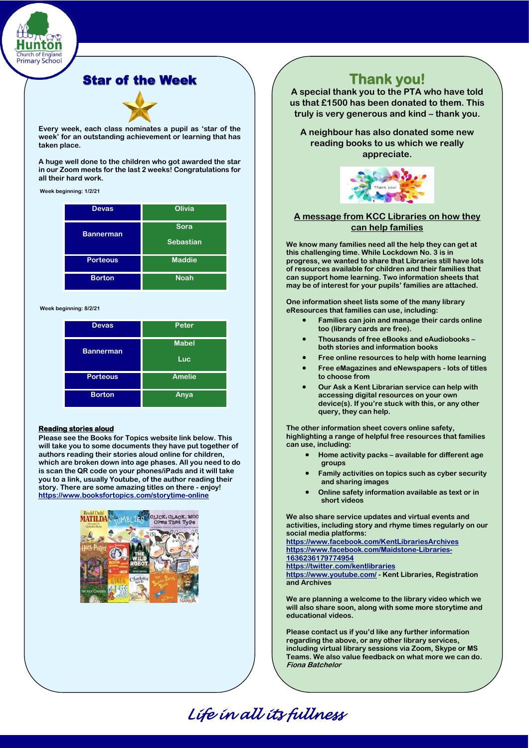## Star of the Week

Every week, each class nominates a pupil as 'star of the week' for an outstanding achievement or learning that has taken place.

A huge well done to the children who got awarded the star in our Zoom meets for the last 2 weeks! Congratulations for all their hard work.

Week beginning: 1/2/21

| | |
|---|---|
| Devas | Olivia |
| Bannerman | Sora<br>Sebastian |
| Porteous | Maddie |
| Borton | Noah |

Week beginning: 8/2/21

| | |
|---|---|
| Devas | Peter |
| Bannerman | Mabel<br>Luc |
| Porteous | Amelie |
| Borton | Anya |

**Reading stories aloud**

Please see the Books for Topics website link below. This will take you to some documents they have put together of authors reading their stories aloud online for children, which are broken down into age phases. All you need to do is scan the QR code on your phones/iPads and it will take you to a link, usually Youtube, of the author reading their story. There are some amazing titles on there - enjoy!
https://www.booksfortopics.com/storytime-online

## Thank you!

**A special thank you to the PTA who have told us that £1500 has been donated to them. This truly is very generous and kind – thank you.**

**A neighbour has also donated some new reading books to us which we really appreciate.**

### A message from KCC Libraries on how they can help families

We know many families need all the help they can get at this challenging time. While Lockdown No. 3 is in progress, we wanted to share that Libraries still have lots of resources available for children and their families that can support home learning. Two information sheets that may be of interest for your pupils' families are attached.

One information sheet lists some of the many library eResources that families can use, including:

- Families can join and manage their cards online too (library cards are free).
- Thousands of free eBooks and eAudiobooks – both stories and information books
- Free online resources to help with home learning
- Free eMagazines and eNewspapers - lots of titles to choose from
- Our Ask a Kent Librarian service can help with accessing digital resources on your own device(s). If you're stuck with this, or any other query, they can help.

The other information sheet covers online safety, highlighting a range of helpful free resources that families can use, including:

- Home activity packs – available for different age groups
- Family activities on topics such as cyber security and sharing images
- Online safety information available as text or in short videos

We also share service updates and virtual events and activities, including story and rhyme times regularly on our social media platforms:
https://www.facebook.com/KentLibrariesArchives
https://www.facebook.com/Maidstone-Libraries-1636236179774954
https://twitter.com/kentlibraries
https://www.youtube.com/ - Kent Libraries, Registration and Archives

We are planning a welcome to the library video which we will also share soon, along with some more storytime and educational videos.

Please contact us if you'd like any further information regarding the above, or any other library services, including virtual library sessions via Zoom, Skype or MS Teams. We also value feedback on what more we can do.
*Fiona Batchelor*

*Life in all its fullness*